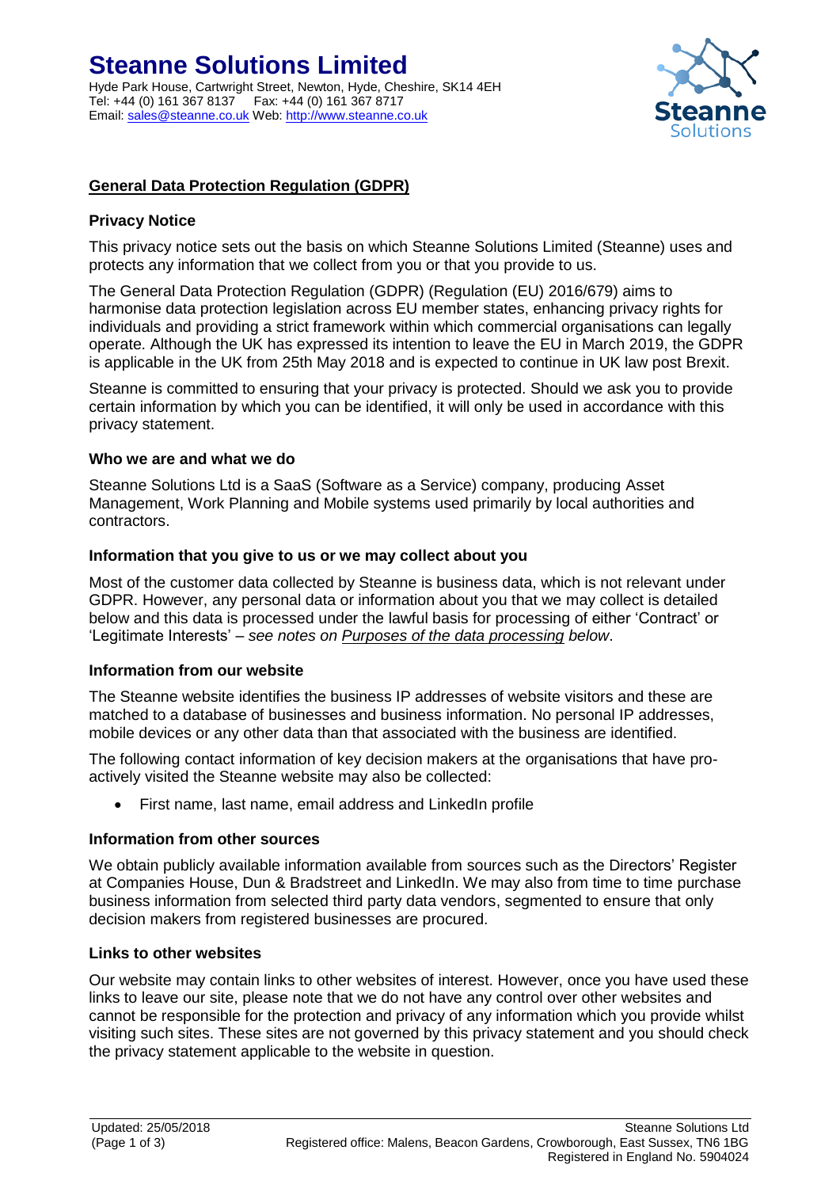# Steanne Solutions Limited

Hyde Park House, Cartwright Street, Newton, Hyde, Cheshire, SK14 4EH
Tel: +44 (0) 161 367 8137 Fax: +44 (0) 161 367 8717
Email: sales@steanne.co.uk Web: http://www.steanne.co.uk

## General Data Protection Regulation (GDPR)

### Privacy Notice

This privacy notice sets out the basis on which Steanne Solutions Limited (Steanne) uses and protects any information that we collect from you or that you provide to us.

The General Data Protection Regulation (GDPR) (Regulation (EU) 2016/679) aims to harmonise data protection legislation across EU member states, enhancing privacy rights for individuals and providing a strict framework within which commercial organisations can legally operate. Although the UK has expressed its intention to leave the EU in March 2019, the GDPR is applicable in the UK from 25th May 2018 and is expected to continue in UK law post Brexit.

Steanne is committed to ensuring that your privacy is protected. Should we ask you to provide certain information by which you can be identified, it will only be used in accordance with this privacy statement.

### Who we are and what we do

Steanne Solutions Ltd is a SaaS (Software as a Service) company, producing Asset Management, Work Planning and Mobile systems used primarily by local authorities and contractors.

### Information that you give to us or we may collect about you

Most of the customer data collected by Steanne is business data, which is not relevant under GDPR. However, any personal data or information about you that we may collect is detailed below and this data is processed under the lawful basis for processing of either 'Contract' or 'Legitimate Interests' – *see notes on Purposes of the data processing below*.

### Information from our website

The Steanne website identifies the business IP addresses of website visitors and these are matched to a database of businesses and business information. No personal IP addresses, mobile devices or any other data than that associated with the business are identified.

The following contact information of key decision makers at the organisations that have pro-actively visited the Steanne website may also be collected:

- First name, last name, email address and LinkedIn profile

### Information from other sources

We obtain publicly available information available from sources such as the Directors' Register at Companies House, Dun & Bradstreet and LinkedIn. We may also from time to time purchase business information from selected third party data vendors, segmented to ensure that only decision makers from registered businesses are procured.

### Links to other websites

Our website may contain links to other websites of interest. However, once you have used these links to leave our site, please note that we do not have any control over other websites and cannot be responsible for the protection and privacy of any information which you provide whilst visiting such sites. These sites are not governed by this privacy statement and you should check the privacy statement applicable to the website in question.

Updated: 25/05/2018

Steanne Solutions Ltd
Registered office: Malens, Beacon Gardens, Crowborough, East Sussex, TN6 1BG
Registered in England No. 5904024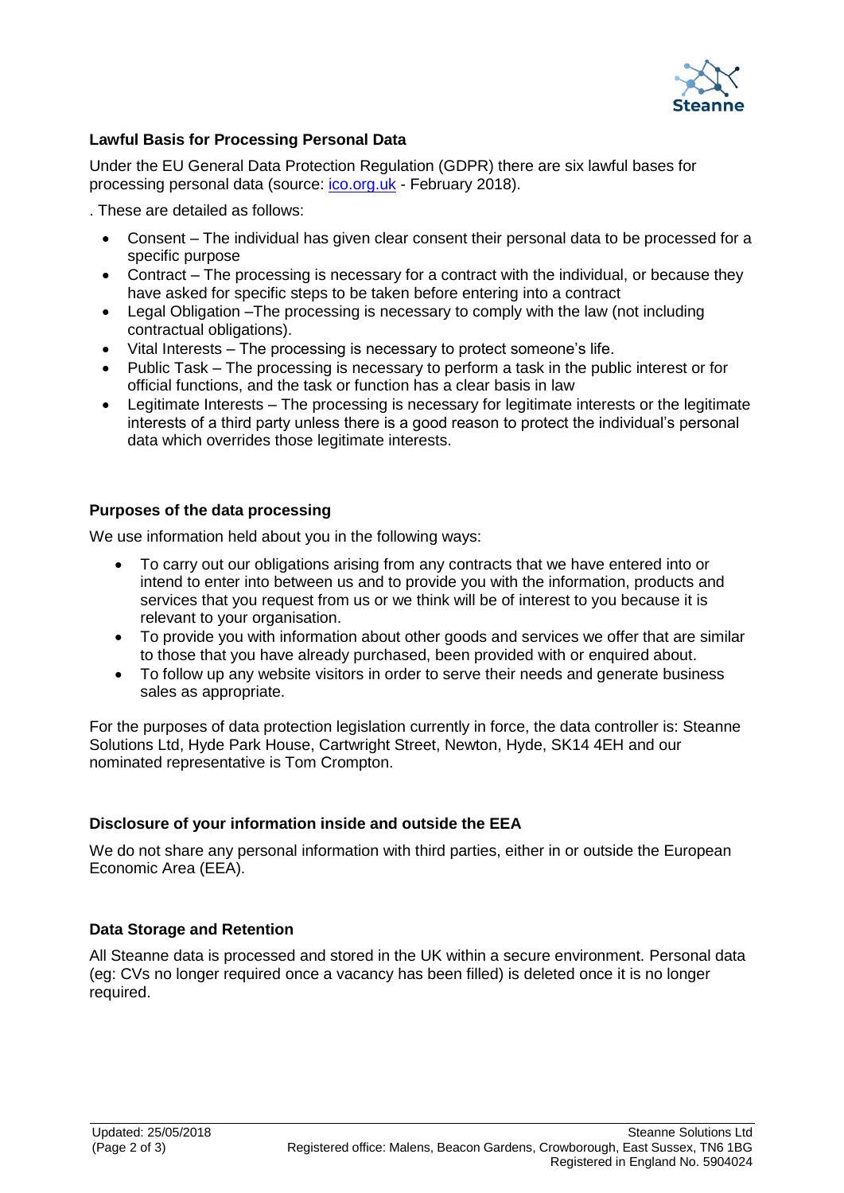### Lawful Basis for Processing Personal Data

Under the EU General Data Protection Regulation (GDPR) there are six lawful bases for processing personal data (source: [ico.org.uk](ico.org.uk) - February 2018).

. These are detailed as follows:

- Consent – The individual has given clear consent their personal data to be processed for a specific purpose
- Contract – The processing is necessary for a contract with the individual, or because they have asked for specific steps to be taken before entering into a contract
- Legal Obligation –The processing is necessary to comply with the law (not including contractual obligations).
- Vital Interests – The processing is necessary to protect someone's life.
- Public Task – The processing is necessary to perform a task in the public interest or for official functions, and the task or function has a clear basis in law
- Legitimate Interests – The processing is necessary for legitimate interests or the legitimate interests of a third party unless there is a good reason to protect the individual's personal data which overrides those legitimate interests.

### Purposes of the data processing

We use information held about you in the following ways:

- To carry out our obligations arising from any contracts that we have entered into or intend to enter into between us and to provide you with the information, products and services that you request from us or we think will be of interest to you because it is relevant to your organisation.
- To provide you with information about other goods and services we offer that are similar to those that you have already purchased, been provided with or enquired about.
- To follow up any website visitors in order to serve their needs and generate business sales as appropriate.

For the purposes of data protection legislation currently in force, the data controller is: Steanne Solutions Ltd, Hyde Park House, Cartwright Street, Newton, Hyde, SK14 4EH and our nominated representative is Tom Crompton.

### Disclosure of your information inside and outside the EEA

We do not share any personal information with third parties, either in or outside the European Economic Area (EEA).

### Data Storage and Retention

All Steanne data is processed and stored in the UK within a secure environment. Personal data (eg: CVs no longer required once a vacancy has been filled) is deleted once it is no longer required.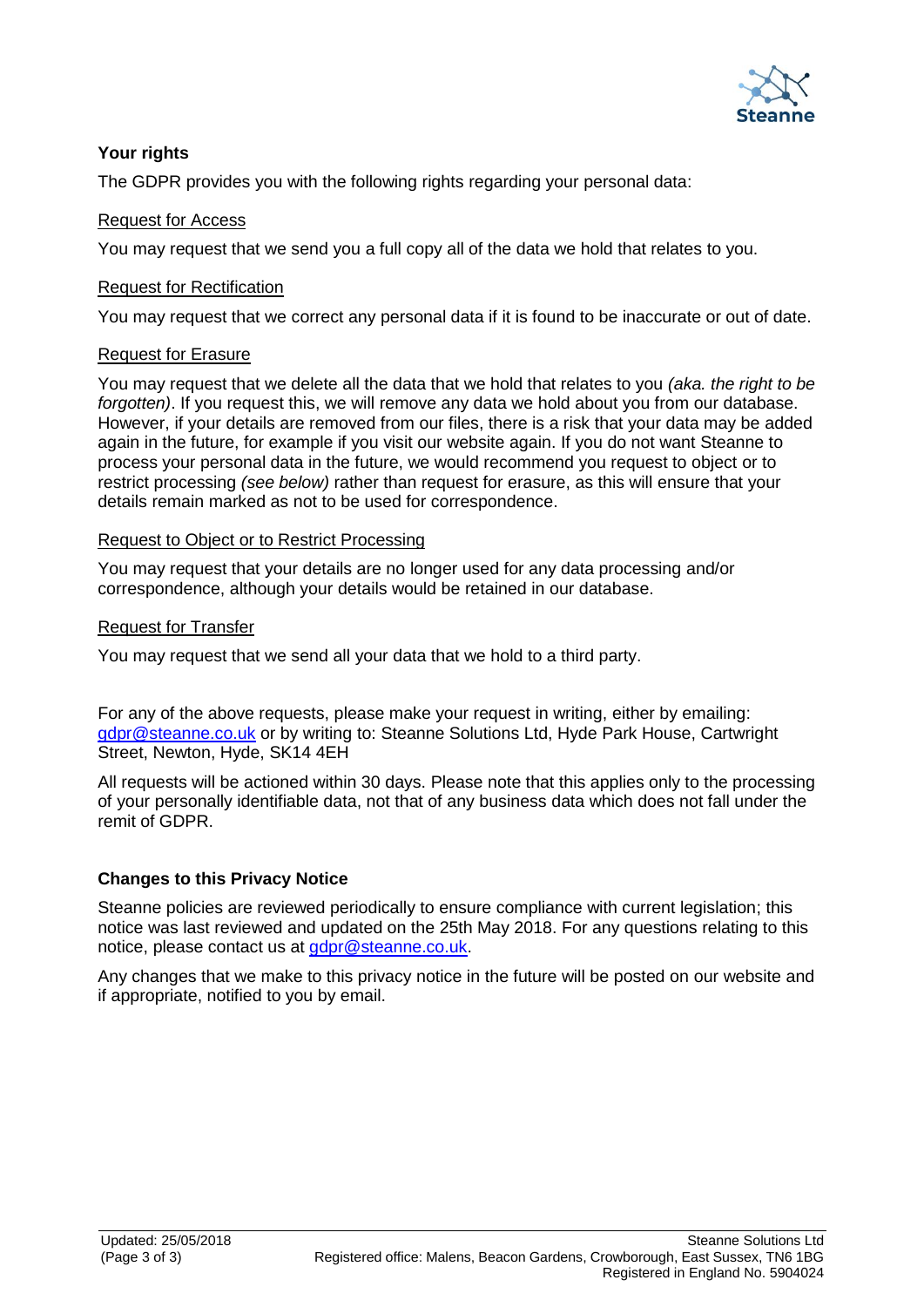## Your rights

The GDPR provides you with the following rights regarding your personal data:

### Request for Access

You may request that we send you a full copy all of the data we hold that relates to you.

### Request for Rectification

You may request that we correct any personal data if it is found to be inaccurate or out of date.

### Request for Erasure

You may request that we delete all the data that we hold that relates to you *(aka. the right to be forgotten)*. If you request this, we will remove any data we hold about you from our database. However, if your details are removed from our files, there is a risk that your data may be added again in the future, for example if you visit our website again. If you do not want Steanne to process your personal data in the future, we would recommend you request to object or to restrict processing *(see below)* rather than request for erasure, as this will ensure that your details remain marked as not to be used for correspondence.

### Request to Object or to Restrict Processing

You may request that your details are no longer used for any data processing and/or correspondence, although your details would be retained in our database.

### Request for Transfer

You may request that we send all your data that we hold to a third party.

For any of the above requests, please make your request in writing, either by emailing: gdpr@steanne.co.uk or by writing to: Steanne Solutions Ltd, Hyde Park House, Cartwright Street, Newton, Hyde, SK14 4EH

All requests will be actioned within 30 days. Please note that this applies only to the processing of your personally identifiable data, not that of any business data which does not fall under the remit of GDPR.

## Changes to this Privacy Notice

Steanne policies are reviewed periodically to ensure compliance with current legislation; this notice was last reviewed and updated on the 25th May 2018. For any questions relating to this notice, please contact us at gdpr@steanne.co.uk.

Any changes that we make to this privacy notice in the future will be posted on our website and if appropriate, notified to you by email.